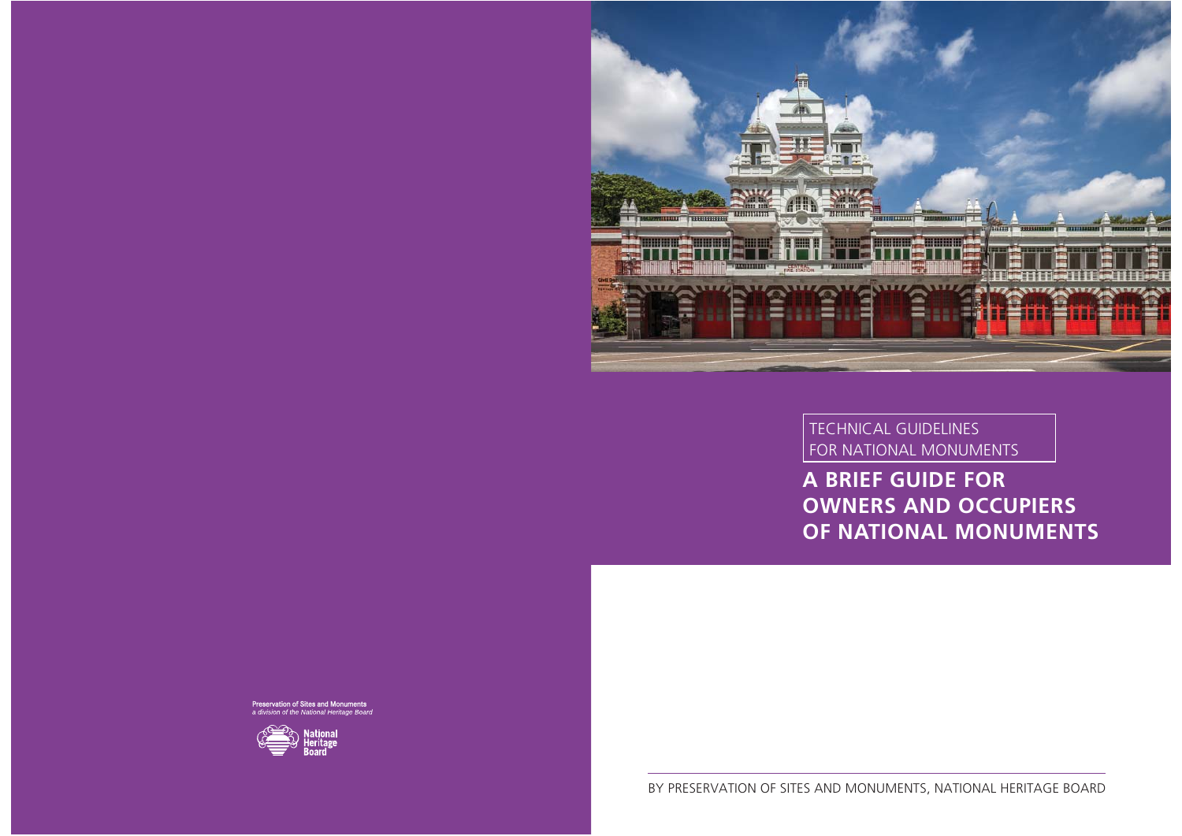TECHNICAL GUIDELINES
FOR NATIONAL MONUMENTS

# A BRIEF GUIDE FOR OWNERS AND OCCUPIERS OF NATIONAL MONUMENTS

BY PRESERVATION OF SITES AND MONUMENTS, NATIONAL HERITAGE BOARD

Preservation of Sites and Monuments
*a division of the National Heritage Board*

National Heritage Board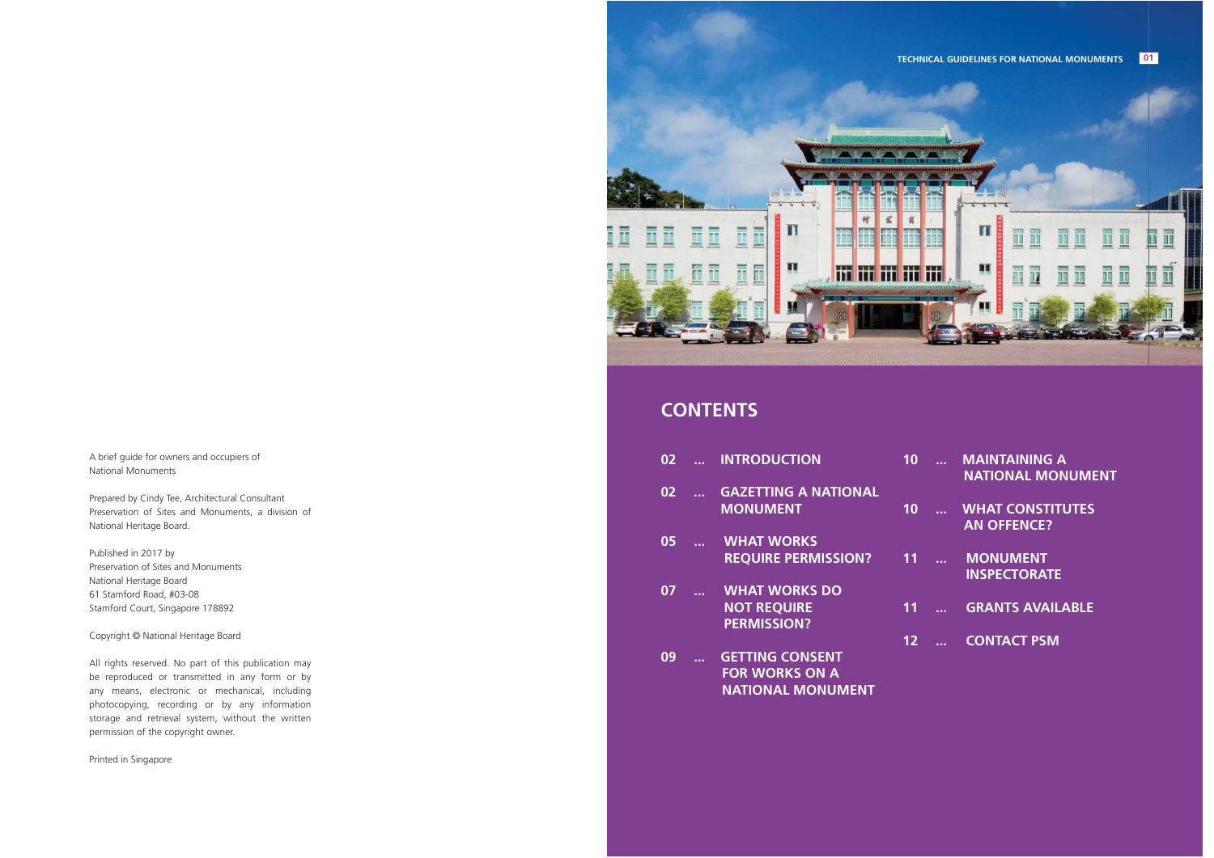A brief guide for owners and occupiers of National Monuments

Prepared by Cindy Tee, Architectural Consultant Preservation of Sites and Monuments, a division of National Heritage Board.

Published in 2017 by
Preservation of Sites and Monuments
National Heritage Board
61 Stamford Road, #03-08
Stamford Court, Singapore 178892

Copyright © National Heritage Board

All rights reserved. No part of this publication may be reproduced or transmitted in any form or by any means, electronic or mechanical, including photocopying, recording or by any information storage and retrieval system, without the written permission of the copyright owner.

Printed in Singapore

## CONTENTS

02 ... INTRODUCTION

02 ... GAZETTING A NATIONAL MONUMENT

05 ... WHAT WORKS REQUIRE PERMISSION?

07 ... WHAT WORKS DO NOT REQUIRE PERMISSION?

09 ... GETTING CONSENT FOR WORKS ON A NATIONAL MONUMENT

10 ... MAINTAINING A NATIONAL MONUMENT

10 ... WHAT CONSTITUTES AN OFFENCE?

11 ... MONUMENT INSPECTORATE

11 ... GRANTS AVAILABLE

12 ... CONTACT PSM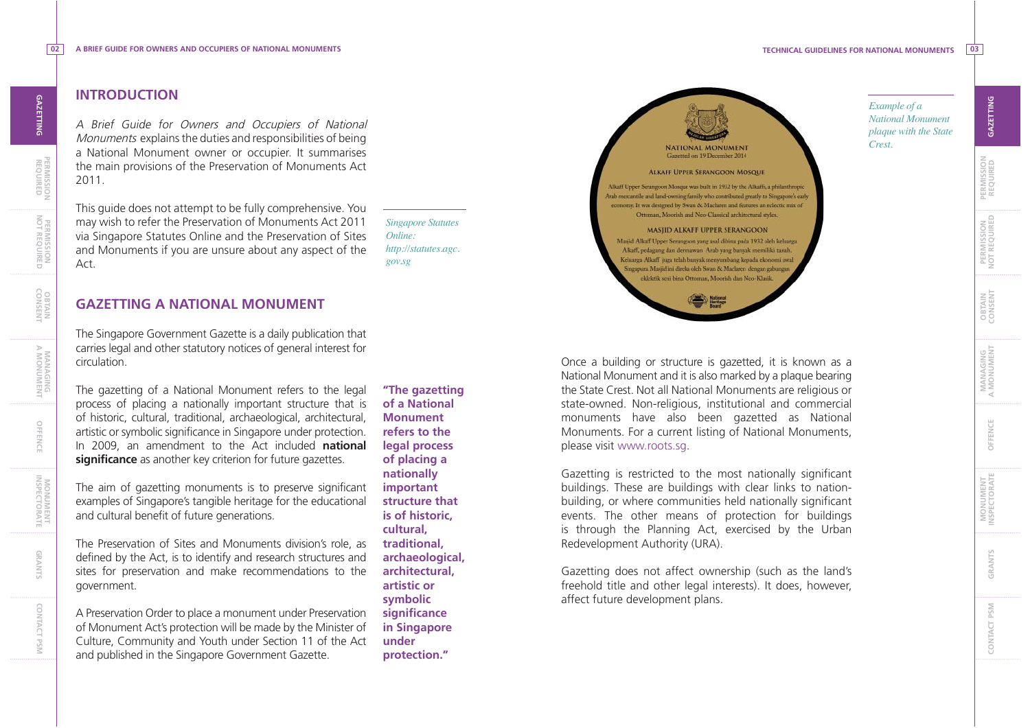## INTRODUCTION

*A Brief Guide for Owners and Occupiers of National Monuments* explains the duties and responsibilities of being a National Monument owner or occupier. It summarises the main provisions of the Preservation of Monuments Act 2011.

This guide does not attempt to be fully comprehensive. You may wish to refer the Preservation of Monuments Act 2011 via Singapore Statutes Online and the Preservation of Sites and Monuments if you are unsure about any aspect of the Act.

*Singapore Statutes Online: http://statutes.agc.gov.sg*

## GAZETTING A NATIONAL MONUMENT

The Singapore Government Gazette is a daily publication that carries legal and other statutory notices of general interest for circulation.

The gazetting of a National Monument refers to the legal process of placing a nationally important structure that is of historic, cultural, traditional, archaeological, architectural, artistic or symbolic significance in Singapore under protection. In 2009, an amendment to the Act included **national significance** as another key criterion for future gazettes.

**"The gazetting of a National Monument refers to the legal process of placing a nationally important structure that is of historic, cultural, traditional, archaeological, architectural, artistic or symbolic significance in Singapore under protection."**

The aim of gazetting monuments is to preserve significant examples of Singapore's tangible heritage for the educational and cultural benefit of future generations.

The Preservation of Sites and Monuments division's role, as defined by the Act, is to identify and research structures and sites for preservation and make recommendations to the government.

A Preservation Order to place a monument under Preservation of Monument Act's protection will be made by the Minister of Culture, Community and Youth under Section 11 of the Act and published in the Singapore Government Gazette.

NATIONAL MONUMENT
Gazetted on 19 December 2014

ALKAFF UPPER SERANGOON MOSQUE

Alkaff Upper Serangoon Mosque was built in 1932 by the Alkaffs, a philanthropic Arab mercantile and land-owning family who contributed greatly to Singapore's early economy. It was designed by Swan & Maclaren and features an eclectic mix of Ottoman, Moorish and Neo-Classical architectural styles.

MASJID ALKAFF UPPER SERANGOON

Masjid Alkaff Upper Serangoon yang asal dibina pada 1932 oleh keluarga Alkaff, pedagang dan dermawan Arab yang banyak memiliki tanah. Keluarga Alkaff juga telah banyak menyumbang kepada ekonomi awal Singapura. Masjid ini direka oleh Swan & Maclaren dengan gabungan eklektik seni bina Ottoman, Moorish dan Neo-Klasik.

*Example of a National Monument plaque with the State Crest.*

Once a building or structure is gazetted, it is known as a National Monument and it is also marked by a plaque bearing the State Crest. Not all National Monuments are religious or state-owned. Non-religious, institutional and commercial monuments have also been gazetted as National Monuments. For a current listing of National Monuments, please visit www.roots.sg.

Gazetting is restricted to the most nationally significant buildings. These are buildings with clear links to nation-building, or where communities held nationally significant events. The other means of protection for buildings is through the Planning Act, exercised by the Urban Redevelopment Authority (URA).

Gazetting does not affect ownership (such as the land's freehold title and other legal interests). It does, however, affect future development plans.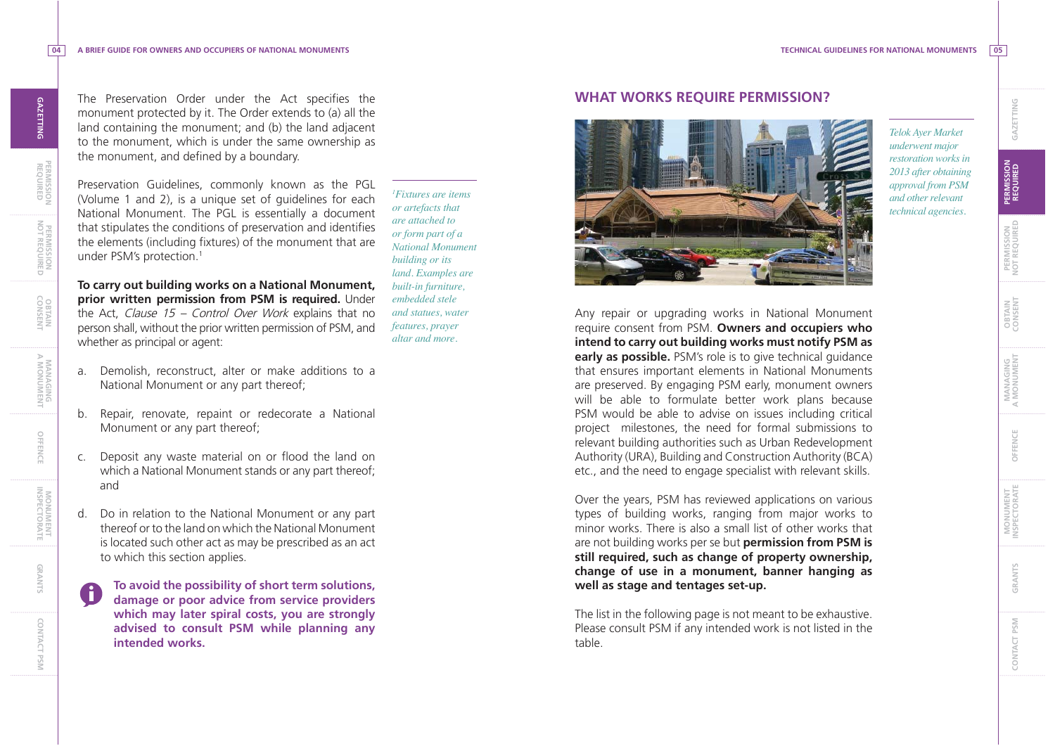The Preservation Order under the Act specifies the monument protected by it. The Order extends to (a) all the land containing the monument; and (b) the land adjacent to the monument, which is under the same ownership as the monument, and defined by a boundary.

Preservation Guidelines, commonly known as the PGL (Volume 1 and 2), is a unique set of guidelines for each National Monument. The PGL is essentially a document that stipulates the conditions of preservation and identifies the elements (including fixtures) of the monument that are under PSM's protection.[1]

*[1]Fixtures are items or artefacts that are attached to or form part of a National Monument building or its land. Examples are built-in furniture, embedded stele and statues, water features, prayer altar and more.*

**To carry out building works on a National Monument, prior written permission from PSM is required.** Under the Act, *Clause 15 – Control Over Work* explains that no person shall, without the prior written permission of PSM, and whether as principal or agent:

a. Demolish, reconstruct, alter or make additions to a National Monument or any part thereof;

b. Repair, renovate, repaint or redecorate a National Monument or any part thereof;

c. Deposit any waste material on or flood the land on which a National Monument stands or any part thereof; and

d. Do in relation to the National Monument or any part thereof or to the land on which the National Monument is located such other act as may be prescribed as an act to which this section applies.

**To avoid the possibility of short term solutions, damage or poor advice from service providers which may later spiral costs, you are strongly advised to consult PSM while planning any intended works.**

## WHAT WORKS REQUIRE PERMISSION?

*Telok Ayer Market underwent major restoration works in 2013 after obtaining approval from PSM and other relevant technical agencies.*

Any repair or upgrading works in National Monument require consent from PSM. **Owners and occupiers who intend to carry out building works must notify PSM as early as possible.** PSM's role is to give technical guidance that ensures important elements in National Monuments are preserved. By engaging PSM early, monument owners will be able to formulate better work plans because PSM would be able to advise on issues including critical project milestones, the need for formal submissions to relevant building authorities such as Urban Redevelopment Authority (URA), Building and Construction Authority (BCA) etc., and the need to engage specialist with relevant skills.

Over the years, PSM has reviewed applications on various types of building works, ranging from major works to minor works. There is also a small list of other works that are not building works per se but **permission from PSM is still required, such as change of property ownership, change of use in a monument, banner hanging as well as stage and tentages set-up.**

The list in the following page is not meant to be exhaustive. Please consult PSM if any intended work is not listed in the table.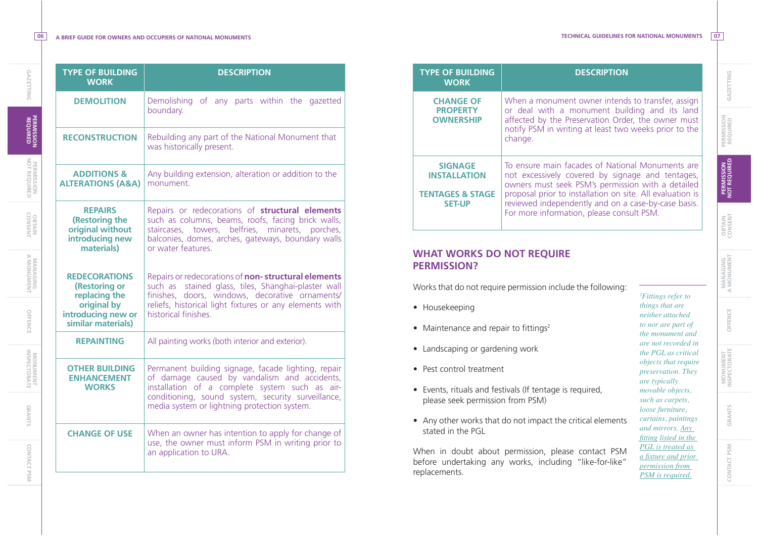| TYPE OF BUILDING WORK | DESCRIPTION |
|---|---|
| **DEMOLITION** | Demolishing of any parts within the gazetted boundary. |
| **RECONSTRUCTION** | Rebuilding any part of the National Monument that was historically present. |
| **ADDITIONS & ALTERATIONS (A&A)** | Any building extension, alteration or addition to the monument. |
| **REPAIRS (Restoring the original without introducing new materials)** | Repairs or redecorations of **structural elements** such as columns, beams, roofs, facing brick walls, staircases, towers, belfries, minarets, porches, balconies, domes, arches, gateways, boundary walls or water features. |
| **REDECORATIONS (Restoring or replacing the original by introducing new or similar materials)** | Repairs or redecorations of **non- structural elements** such as stained glass, tiles, Shanghai-plaster wall finishes, doors, windows, decorative ornaments/ reliefs, historical light fixtures or any elements with historical finishes. |
| **REPAINTING** | All painting works (both interior and exterior). |
| **OTHER BUILDING ENHANCEMENT WORKS** | Permanent building signage, facade lighting, repair of damage caused by vandalism and accidents, installation of a complete system such as air-conditioning, sound system, security surveillance, media system or lightning protection system. |
| **CHANGE OF USE** | When an owner has intention to apply for change of use, the owner must inform PSM in writing prior to an application to URA. |
| **CHANGE OF PROPERTY OWNERSHIP** | When a monument owner intends to transfer, assign or deal with a monument building and its land affected by the Preservation Order, the owner must notify PSM in writing at least two weeks prior to the change. |
| **SIGNAGE INSTALLATION**<br><br>**TENTAGES & STAGE SET-UP** | To ensure main facades of National Monuments are not excessively covered by signage and tentages, owners must seek PSM's permission with a detailed proposal prior to installation on site. All evaluation is reviewed independently and on a case-by-case basis. For more information, please consult PSM. |

## WHAT WORKS DO NOT REQUIRE PERMISSION?

Works that do not require permission include the following:

- Housekeeping
- Maintenance and repair to fittings[2]
- Landscaping or gardening work
- Pest control treatment
- Events, rituals and festivals (If tentage is required, please seek permission from PSM)
- Any other works that do not impact the critical elements stated in the PGL

When in doubt about permission, please contact PSM before undertaking any works, including "like-for-like" replacements.

*[2]Fittings refer to things that are neither attached to nor are part of the monument and are not recorded in the PGL as critical objects that require preservation. They are typically movable objects, such as carpets, loose furniture, curtains, paintings and mirrors. Any fitting listed in the PGL is treated as a fixture and prior permission from PSM is required.*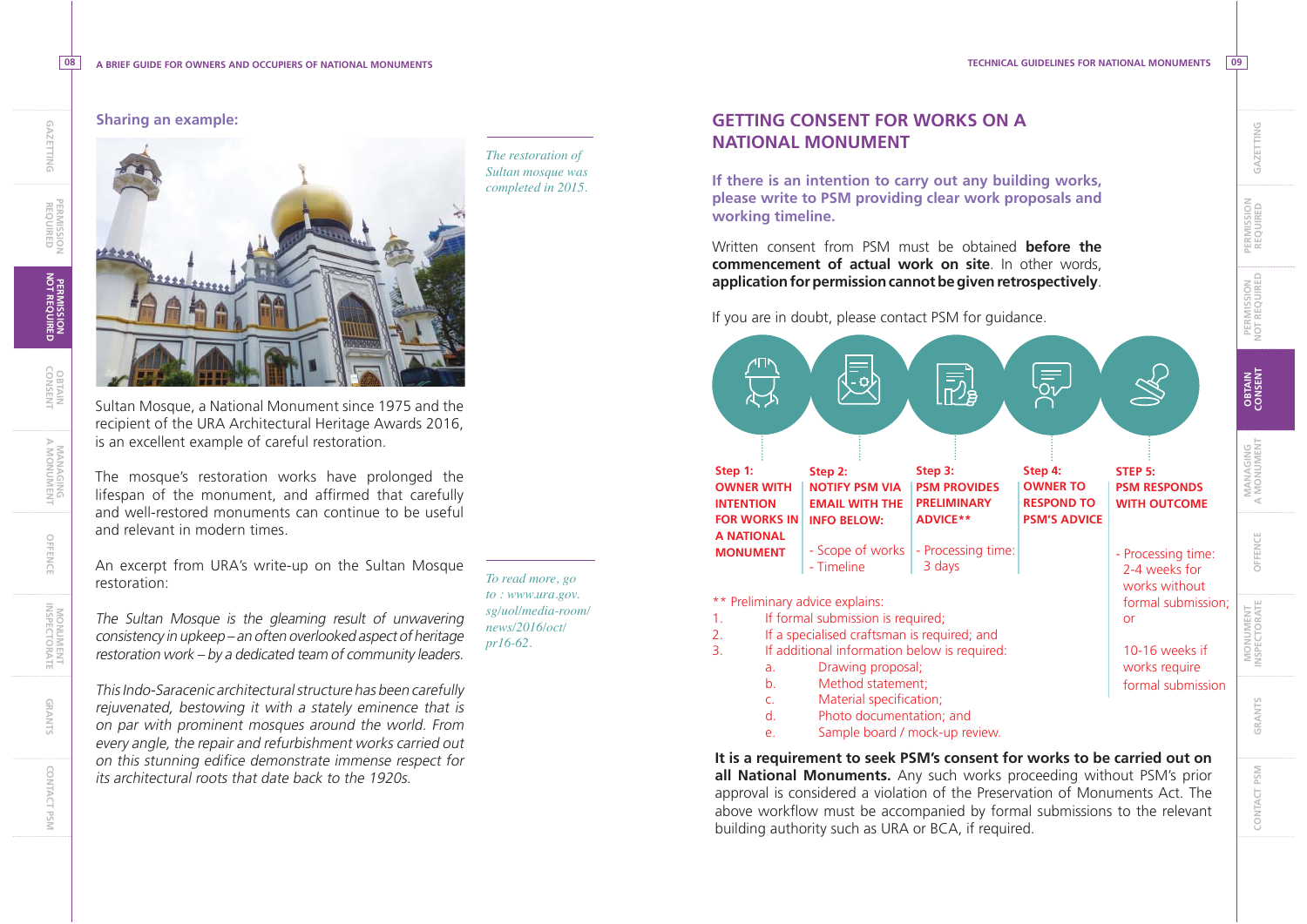## Sharing an example:

*The restoration of Sultan mosque was completed in 2015.*

Sultan Mosque, a National Monument since 1975 and the recipient of the URA Architectural Heritage Awards 2016, is an excellent example of careful restoration.

The mosque's restoration works have prolonged the lifespan of the monument, and affirmed that carefully and well-restored monuments can continue to be useful and relevant in modern times.

An excerpt from URA's write-up on the Sultan Mosque restoration:

*The Sultan Mosque is the gleaming result of unwavering consistency in upkeep – an often overlooked aspect of heritage restoration work – by a dedicated team of community leaders.*

*This Indo-Saracenic architectural structure has been carefully rejuvenated, bestowing it with a stately eminence that is on par with prominent mosques around the world. From every angle, the repair and refurbishment works carried out on this stunning edifice demonstrate immense respect for its architectural roots that date back to the 1920s.*

*To read more, go to : www.ura.gov.sg/uol/media-room/news/2016/oct/pr16-62.*

## GETTING CONSENT FOR WORKS ON A NATIONAL MONUMENT

**If there is an intention to carry out any building works, please write to PSM providing clear work proposals and working timeline.**

Written consent from PSM must be obtained **before the commencement of actual work on site**. In other words, **application for permission cannot be given retrospectively**.

If you are in doubt, please contact PSM for guidance.

**Step 1: OWNER WITH INTENTION FOR WORKS IN A NATIONAL MONUMENT**

**Step 2: NOTIFY PSM VIA EMAIL WITH THE INFO BELOW:**
- Scope of works
- Timeline

**Step 3: PSM PROVIDES PRELIMINARY ADVICE\*\***
- Processing time: 3 days

**Step 4: OWNER TO RESPOND TO PSM'S ADVICE**

**STEP 5: PSM RESPONDS WITH OUTCOME**
- Processing time: 2-4 weeks for works without formal submission; or

  10-16 weeks if works require formal submission

\*\* Preliminary advice explains:
1. If formal submission is required;
2. If a specialised craftsman is required; and
3. If additional information below is required:
   a. Drawing proposal;
   b. Method statement;
   c. Material specification;
   d. Photo documentation; and
   e. Sample board / mock-up review.

**It is a requirement to seek PSM's consent for works to be carried out on all National Monuments.** Any such works proceeding without PSM's prior approval is considered a violation of the Preservation of Monuments Act. The above workflow must be accompanied by formal submissions to the relevant building authority such as URA or BCA, if required.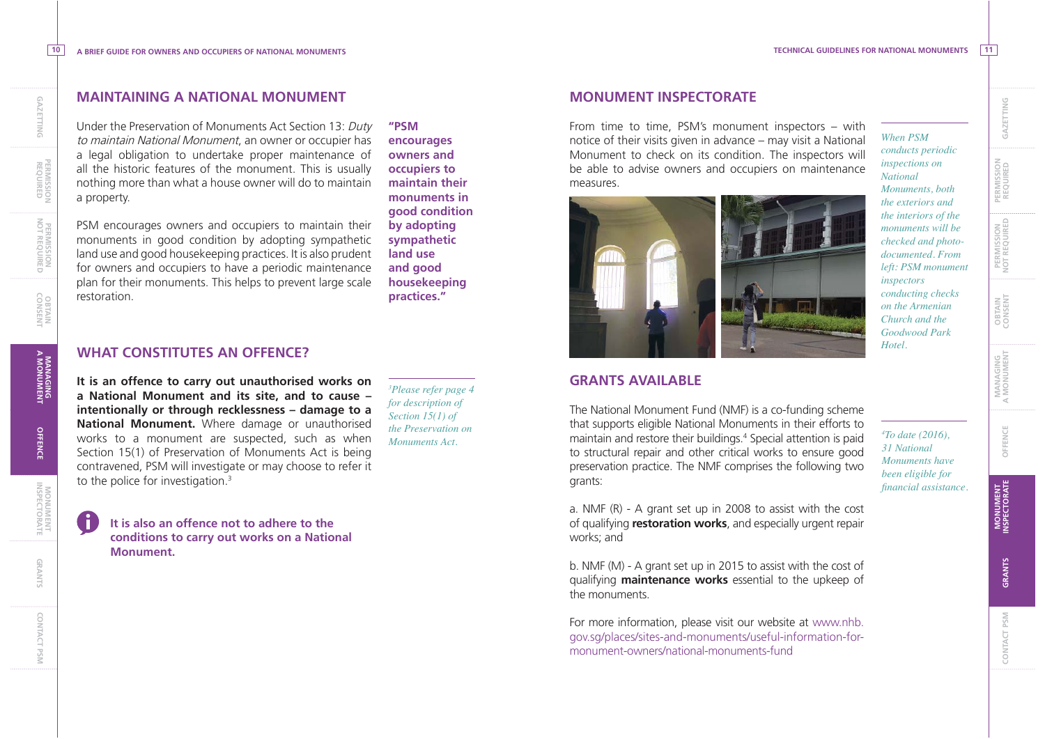## MAINTAINING A NATIONAL MONUMENT

Under the Preservation of Monuments Act Section 13: *Duty to maintain National Monument*, an owner or occupier has a legal obligation to undertake proper maintenance of all the historic features of the monument. This is usually nothing more than what a house owner will do to maintain a property.

PSM encourages owners and occupiers to maintain their monuments in good condition by adopting sympathetic land use and good housekeeping practices. It is also prudent for owners and occupiers to have a periodic maintenance plan for their monuments. This helps to prevent large scale restoration.

**"PSM encourages owners and occupiers to maintain their monuments in good condition by adopting sympathetic land use and good housekeeping practices."**

## WHAT CONSTITUTES AN OFFENCE?

**It is an offence to carry out unauthorised works on a National Monument and its site, and to cause – intentionally or through recklessness – damage to a National Monument.** Where damage or unauthorised works to a monument are suspected, such as when Section 15(1) of Preservation of Monuments Act is being contravened, PSM will investigate or may choose to refer it to the police for investigation.[3]

*[3]Please refer page 4 for description of Section 15(1) of the Preservation on Monuments Act.*

**It is also an offence not to adhere to the conditions to carry out works on a National Monument.**

## MONUMENT INSPECTORATE

From time to time, PSM's monument inspectors – with notice of their visits given in advance – may visit a National Monument to check on its condition. The inspectors will be able to advise owners and occupiers on maintenance measures.

*When PSM conducts periodic inspections on National Monuments, both the exteriors and the interiors of the monuments will be checked and photo-documented. From left: PSM monument inspectors conducting checks on the Armenian Church and the Goodwood Park Hotel.*

## GRANTS AVAILABLE

The National Monument Fund (NMF) is a co-funding scheme that supports eligible National Monuments in their efforts to maintain and restore their buildings.[4] Special attention is paid to structural repair and other critical works to ensure good preservation practice. The NMF comprises the following two grants:

a. NMF (R) - A grant set up in 2008 to assist with the cost of qualifying **restoration works**, and especially urgent repair works; and

b. NMF (M) - A grant set up in 2015 to assist with the cost of qualifying **maintenance works** essential to the upkeep of the monuments.

For more information, please visit our website at www.nhb.gov.sg/places/sites-and-monuments/useful-information-for-monument-owners/national-monuments-fund

*[4]To date (2016), 31 National Monuments have been eligible for financial assistance.*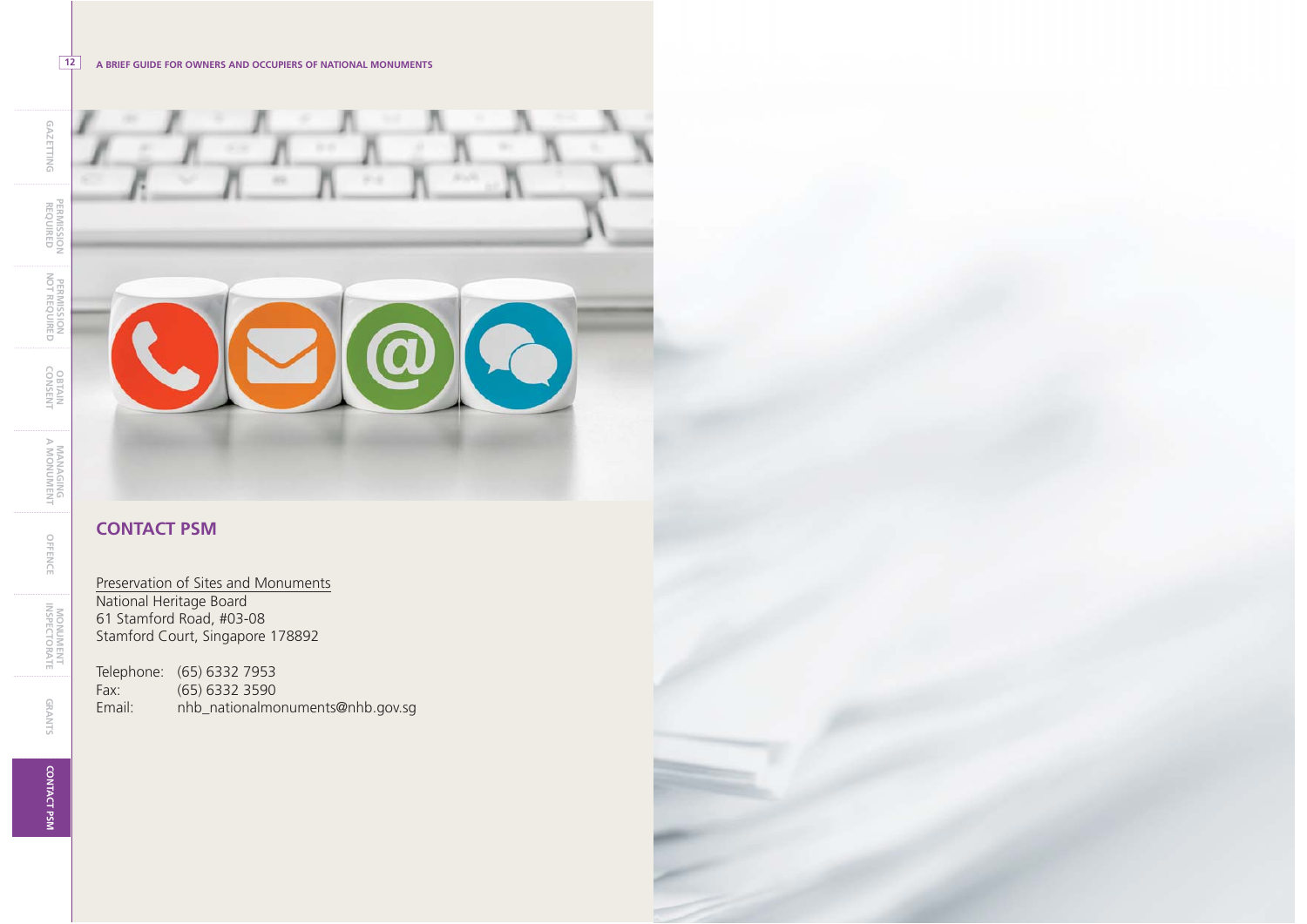## CONTACT PSM

Preservation of Sites and Monuments
National Heritage Board
61 Stamford Road, #03-08
Stamford Court, Singapore 178892

Telephone: (65) 6332 7953
Fax: (65) 6332 3590
Email: nhb_nationalmonuments@nhb.gov.sg